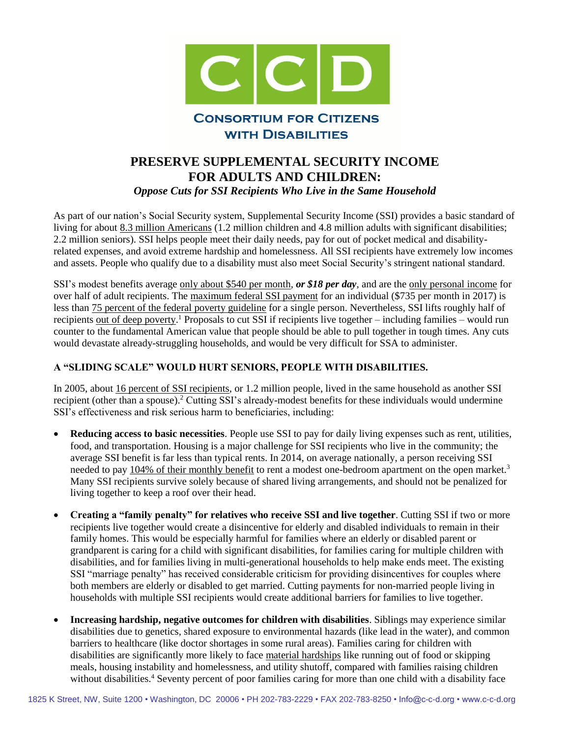# CONSORTIUM FOR CITIZENS WITH DISABILITIES

## PRESERVE SUPPLEMENTAL SECURITY INCOME FOR ADULTS AND CHILDREN:

### *Oppose Cuts for SSI Recipients Who Live in the Same Household*

As part of our nation's Social Security system, Supplemental Security Income (SSI) provides a basic standard of living for about 8.3 million Americans (1.2 million children and 4.8 million adults with significant disabilities; 2.2 million seniors). SSI helps people meet their daily needs, pay for out of pocket medical and disability-related expenses, and avoid extreme hardship and homelessness. All SSI recipients have extremely low incomes and assets. People who qualify due to a disability must also meet Social Security's stringent national standard.

SSI's modest benefits average only about $540 per month, ***or $18 per day***, and are the only personal income for over half of adult recipients. The maximum federal SSI payment for an individual ($735 per month in 2017) is less than 75 percent of the federal poverty guideline for a single person. Nevertheless, SSI lifts roughly half of recipients out of deep poverty.[1] Proposals to cut SSI if recipients live together – including families – would run counter to the fundamental American value that people should be able to pull together in tough times. Any cuts would devastate already-struggling households, and would be very difficult for SSA to administer.

**A "SLIDING SCALE" WOULD HURT SENIORS, PEOPLE WITH DISABILITIES.**

In 2005, about 16 percent of SSI recipients, or 1.2 million people, lived in the same household as another SSI recipient (other than a spouse).[2] Cutting SSI's already-modest benefits for these individuals would undermine SSI's effectiveness and risk serious harm to beneficiaries, including:

- **Reducing access to basic necessities**. People use SSI to pay for daily living expenses such as rent, utilities, food, and transportation. Housing is a major challenge for SSI recipients who live in the community; the average SSI benefit is far less than typical rents. In 2014, on average nationally, a person receiving SSI needed to pay 104% of their monthly benefit to rent a modest one-bedroom apartment on the open market.[3] Many SSI recipients survive solely because of shared living arrangements, and should not be penalized for living together to keep a roof over their head.
- **Creating a "family penalty" for relatives who receive SSI and live together**. Cutting SSI if two or more recipients live together would create a disincentive for elderly and disabled individuals to remain in their family homes. This would be especially harmful for families where an elderly or disabled parent or grandparent is caring for a child with significant disabilities, for families caring for multiple children with disabilities, and for families living in multi-generational households to help make ends meet. The existing SSI "marriage penalty" has received considerable criticism for providing disincentives for couples where both members are elderly or disabled to get married. Cutting payments for non-married people living in households with multiple SSI recipients would create additional barriers for families to live together.
- **Increasing hardship, negative outcomes for children with disabilities**. Siblings may experience similar disabilities due to genetics, shared exposure to environmental hazards (like lead in the water), and common barriers to healthcare (like doctor shortages in some rural areas). Families caring for children with disabilities are significantly more likely to face material hardships like running out of food or skipping meals, housing instability and homelessness, and utility shutoff, compared with families raising children without disabilities.[4] Seventy percent of poor families caring for more than one child with a disability face

1825 K Street, NW, Suite 1200 • Washington, DC 20006 • PH 202-783-2229 • FAX 202-783-8250 • Info@c-c-d.org • www.c-c-d.org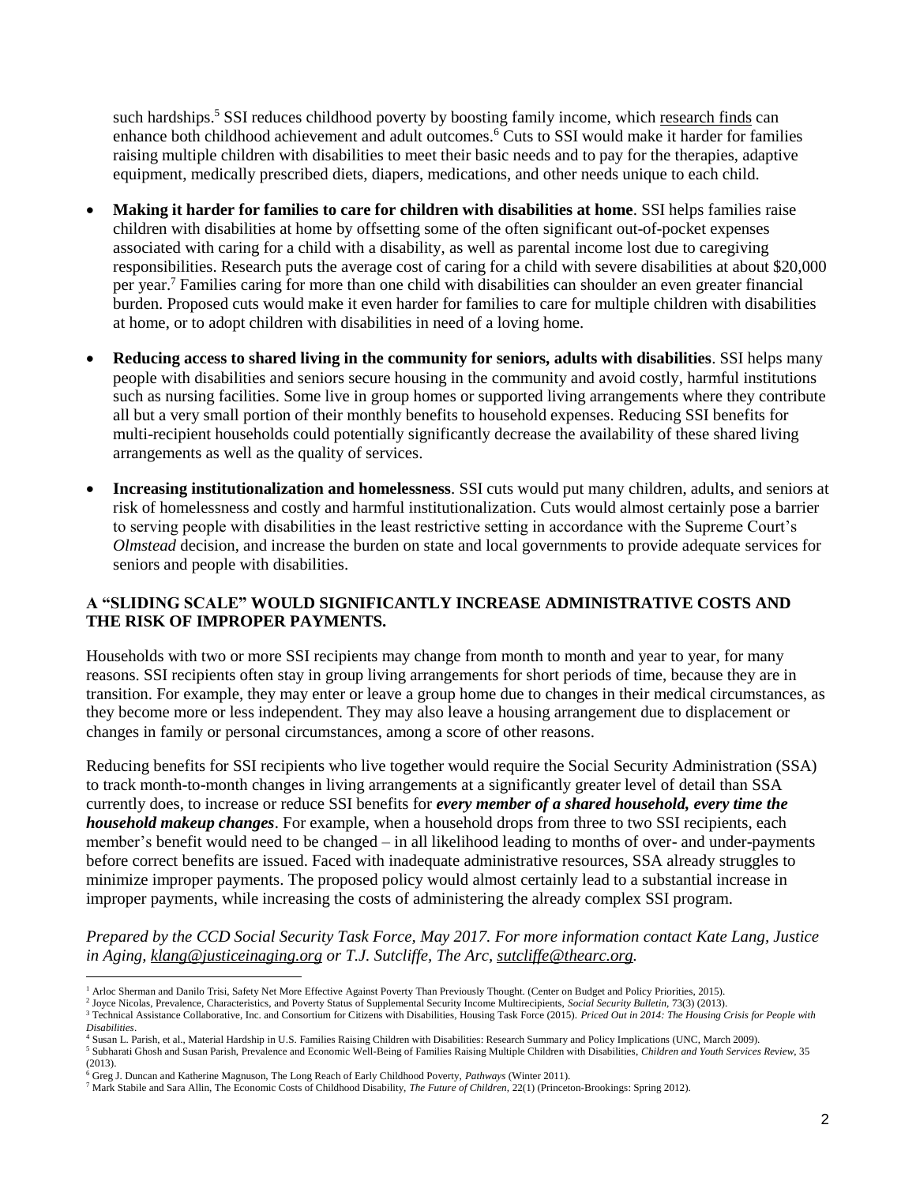such hardships.[5] SSI reduces childhood poverty by boosting family income, which research finds can enhance both childhood achievement and adult outcomes.[6] Cuts to SSI would make it harder for families raising multiple children with disabilities to meet their basic needs and to pay for the therapies, adaptive equipment, medically prescribed diets, diapers, medications, and other needs unique to each child.

- **Making it harder for families to care for children with disabilities at home**. SSI helps families raise children with disabilities at home by offsetting some of the often significant out-of-pocket expenses associated with caring for a child with a disability, as well as parental income lost due to caregiving responsibilities. Research puts the average cost of caring for a child with severe disabilities at about $20,000 per year.[7] Families caring for more than one child with disabilities can shoulder an even greater financial burden. Proposed cuts would make it even harder for families to care for multiple children with disabilities at home, or to adopt children with disabilities in need of a loving home.

- **Reducing access to shared living in the community for seniors, adults with disabilities**. SSI helps many people with disabilities and seniors secure housing in the community and avoid costly, harmful institutions such as nursing facilities. Some live in group homes or supported living arrangements where they contribute all but a very small portion of their monthly benefits to household expenses. Reducing SSI benefits for multi-recipient households could potentially significantly decrease the availability of these shared living arrangements as well as the quality of services.

- **Increasing institutionalization and homelessness**. SSI cuts would put many children, adults, and seniors at risk of homelessness and costly and harmful institutionalization. Cuts would almost certainly pose a barrier to serving people with disabilities in the least restrictive setting in accordance with the Supreme Court's *Olmstead* decision, and increase the burden on state and local governments to provide adequate services for seniors and people with disabilities.

**A "SLIDING SCALE" WOULD SIGNIFICANTLY INCREASE ADMINISTRATIVE COSTS AND THE RISK OF IMPROPER PAYMENTS.**

Households with two or more SSI recipients may change from month to month and year to year, for many reasons. SSI recipients often stay in group living arrangements for short periods of time, because they are in transition. For example, they may enter or leave a group home due to changes in their medical circumstances, as they become more or less independent. They may also leave a housing arrangement due to displacement or changes in family or personal circumstances, among a score of other reasons.

Reducing benefits for SSI recipients who live together would require the Social Security Administration (SSA) to track month-to-month changes in living arrangements at a significantly greater level of detail than SSA currently does, to increase or reduce SSI benefits for ***every member of a shared household, every time the household makeup changes***. For example, when a household drops from three to two SSI recipients, each member's benefit would need to be changed – in all likelihood leading to months of over- and under-payments before correct benefits are issued. Faced with inadequate administrative resources, SSA already struggles to minimize improper payments. The proposed policy would almost certainly lead to a substantial increase in improper payments, while increasing the costs of administering the already complex SSI program.

*Prepared by the CCD Social Security Task Force, May 2017. For more information contact Kate Lang, Justice in Aging, klang@justiceinaging.org or T.J. Sutcliffe, The Arc, sutcliffe@thearc.org.*

---

[1] Arloc Sherman and Danilo Trisi, Safety Net More Effective Against Poverty Than Previously Thought. (Center on Budget and Policy Priorities, 2015).

[2] Joyce Nicolas, Prevalence, Characteristics, and Poverty Status of Supplemental Security Income Multirecipients, *Social Security Bulletin*, 73(3) (2013).

[3] Technical Assistance Collaborative, Inc. and Consortium for Citizens with Disabilities, Housing Task Force (2015). *Priced Out in 2014: The Housing Crisis for People with Disabilities*.

[4] Susan L. Parish, et al., Material Hardship in U.S. Families Raising Children with Disabilities: Research Summary and Policy Implications (UNC, March 2009).

[5] Subharati Ghosh and Susan Parish, Prevalence and Economic Well-Being of Families Raising Multiple Children with Disabilities, *Children and Youth Services Review*, 35 (2013).

[6] Greg J. Duncan and Katherine Magnuson, The Long Reach of Early Childhood Poverty, *Pathways* (Winter 2011).

[7] Mark Stabile and Sara Allin, The Economic Costs of Childhood Disability, *The Future of Children*, 22(1) (Princeton-Brookings: Spring 2012).